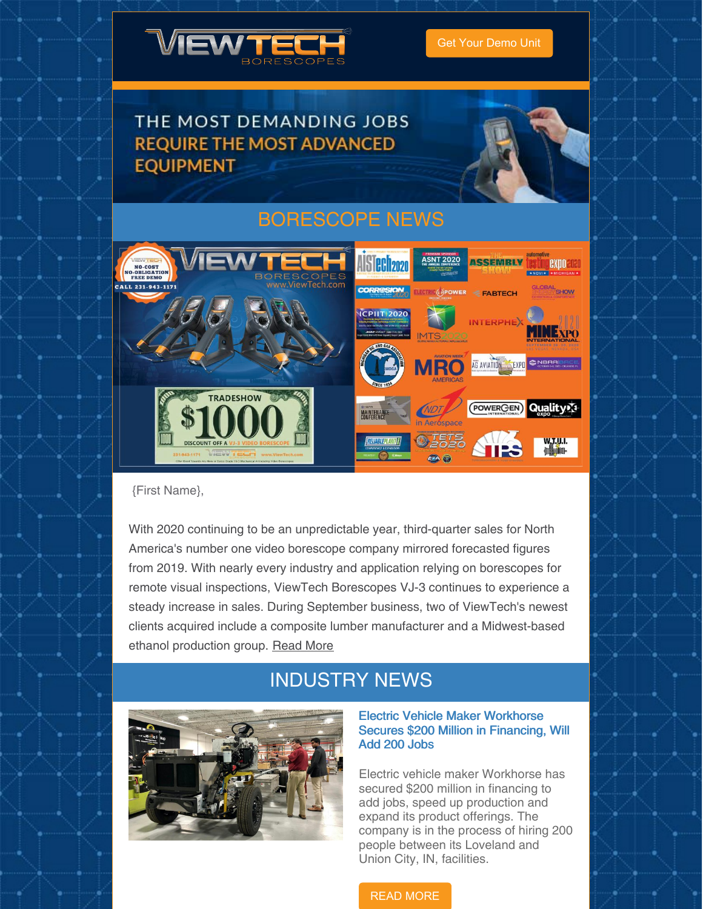Get Your Demo Unit

THE MOST DEMANDING JOBS REQUIRE THE MOST ADVANCED EQUIPMENT

## BORESCOPE NEWS

{First Name},

With 2020 continuing to be an unpredictable year, third-quarter sales for North America's number one video borescope company mirrored forecasted figures from 2019. With nearly every industry and application relying on borescopes for remote visual inspections, ViewTech Borescopes VJ-3 continues to experience a steady increase in sales. During September business, two of ViewTech's newest clients acquired include a composite lumber manufacturer and a Midwest-based ethanol production group. Read More

## INDUSTRY NEWS

### Electric Vehicle Maker Workhorse Secures $200 Million in Financing, Will Add 200 Jobs

Electric vehicle maker Workhorse has secured $200 million in financing to add jobs, speed up production and expand its product offerings. The company is in the process of hiring 200 people between its Loveland and Union City, IN, facilities.

READ MORE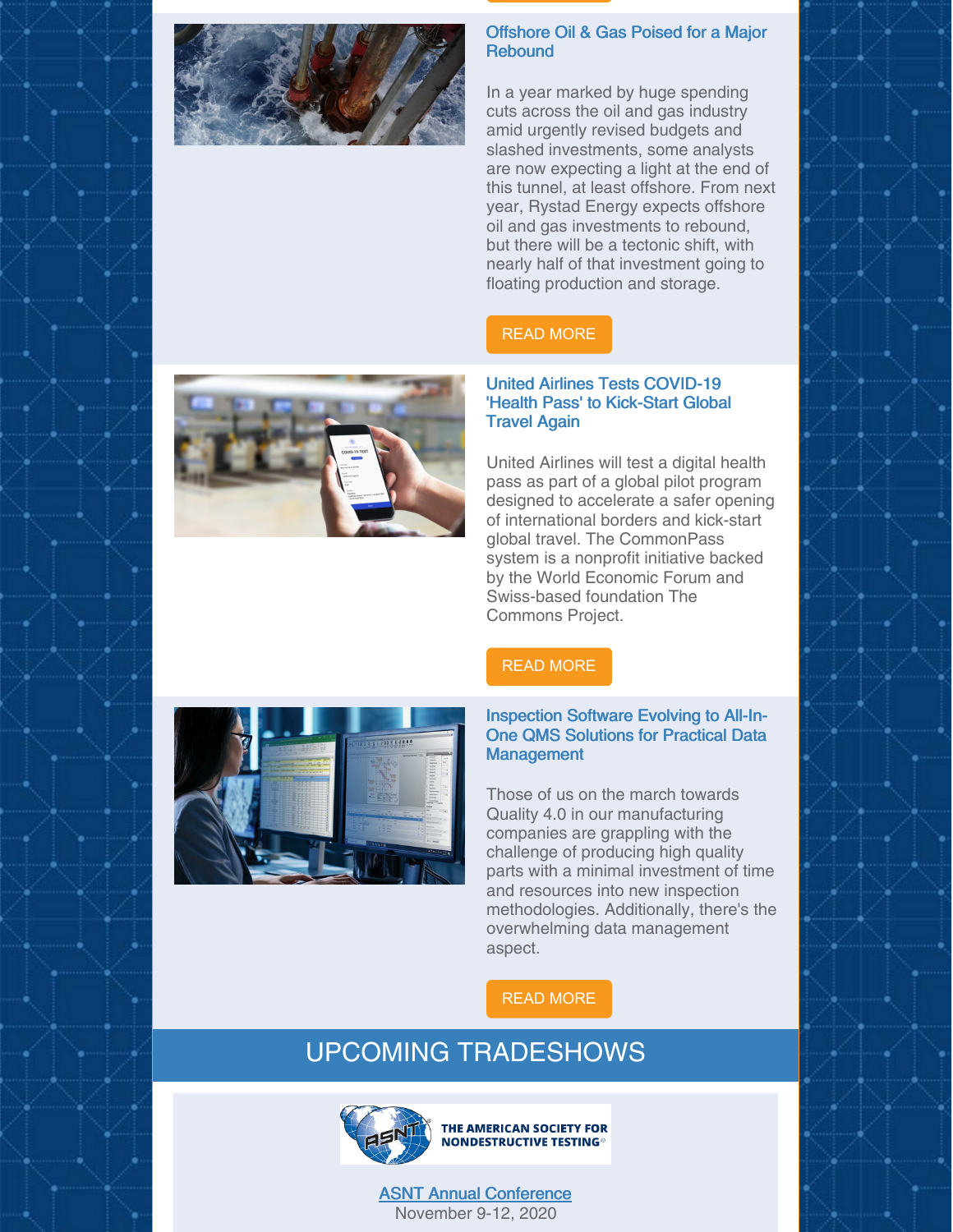### Offshore Oil & Gas Poised for a Major Rebound

In a year marked by huge spending cuts across the oil and gas industry amid urgently revised budgets and slashed investments, some analysts are now expecting a light at the end of this tunnel, at least offshore. From next year, Rystad Energy expects offshore oil and gas investments to rebound, but there will be a tectonic shift, with nearly half of that investment going to floating production and storage.

READ MORE

### United Airlines Tests COVID-19 'Health Pass' to Kick-Start Global Travel Again

United Airlines will test a digital health pass as part of a global pilot program designed to accelerate a safer opening of international borders and kick-start global travel. The CommonPass system is a nonprofit initiative backed by the World Economic Forum and Swiss-based foundation The Commons Project.

READ MORE

### Inspection Software Evolving to All-In-One QMS Solutions for Practical Data Management

Those of us on the march towards Quality 4.0 in our manufacturing companies are grappling with the challenge of producing high quality parts with a minimal investment of time and resources into new inspection methodologies. Additionally, there's the overwhelming data management aspect.

READ MORE

## UPCOMING TRADESHOWS

THE AMERICAN SOCIETY FOR NONDESTRUCTIVE TESTING

ASNT Annual Conference
November 9-12, 2020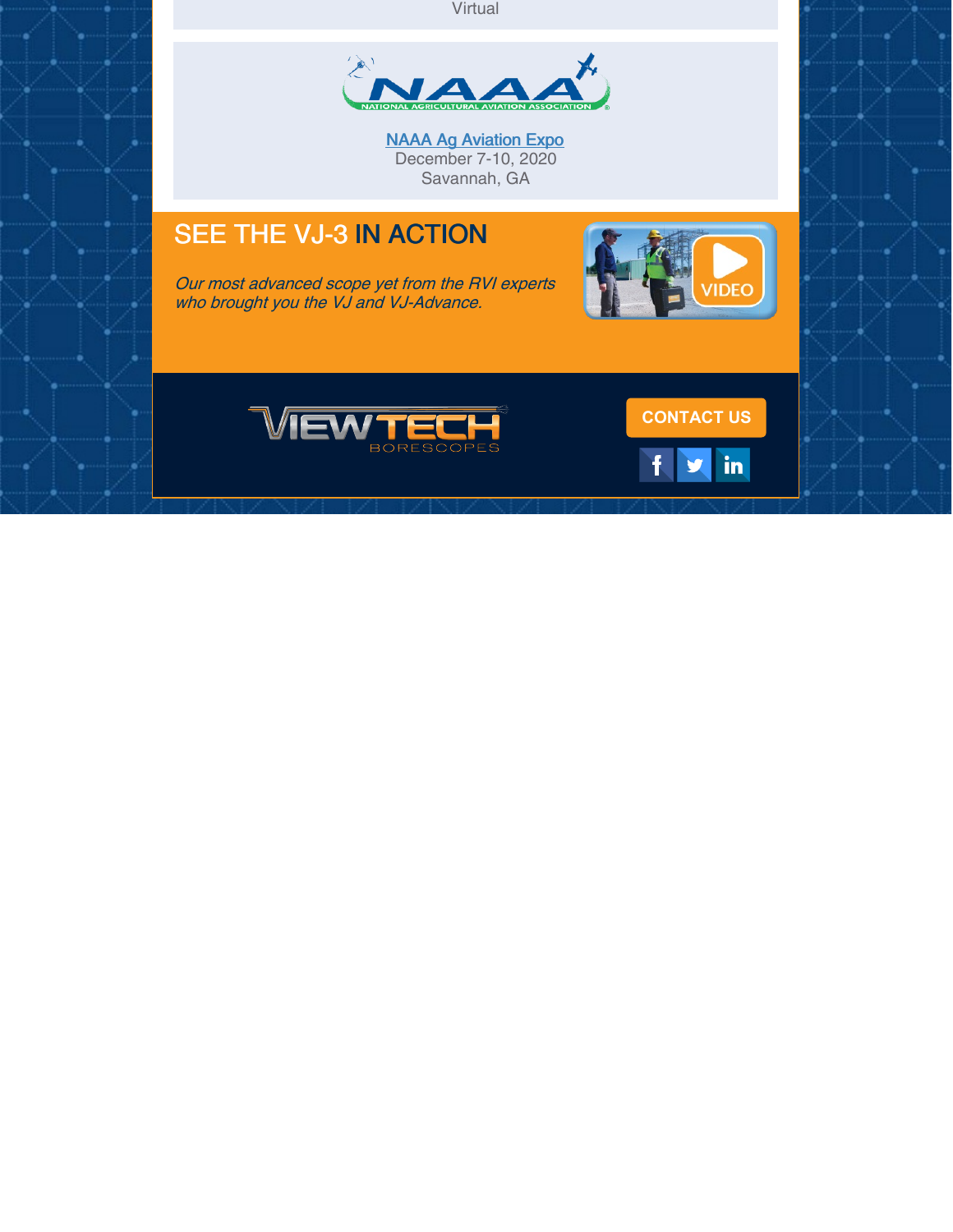Virtual

NAAA

NATIONAL AGRICULTURAL AVIATION ASSOCIATION

NAAA Ag Aviation Expo
December 7-10, 2020
Savannah, GA

## SEE THE VJ-3 IN ACTION

*Our most advanced scope yet from the RVI experts who brought you the VJ and VJ-Advance.*

VIDEO

VIEWTECH BORESCOPES

CONTACT US